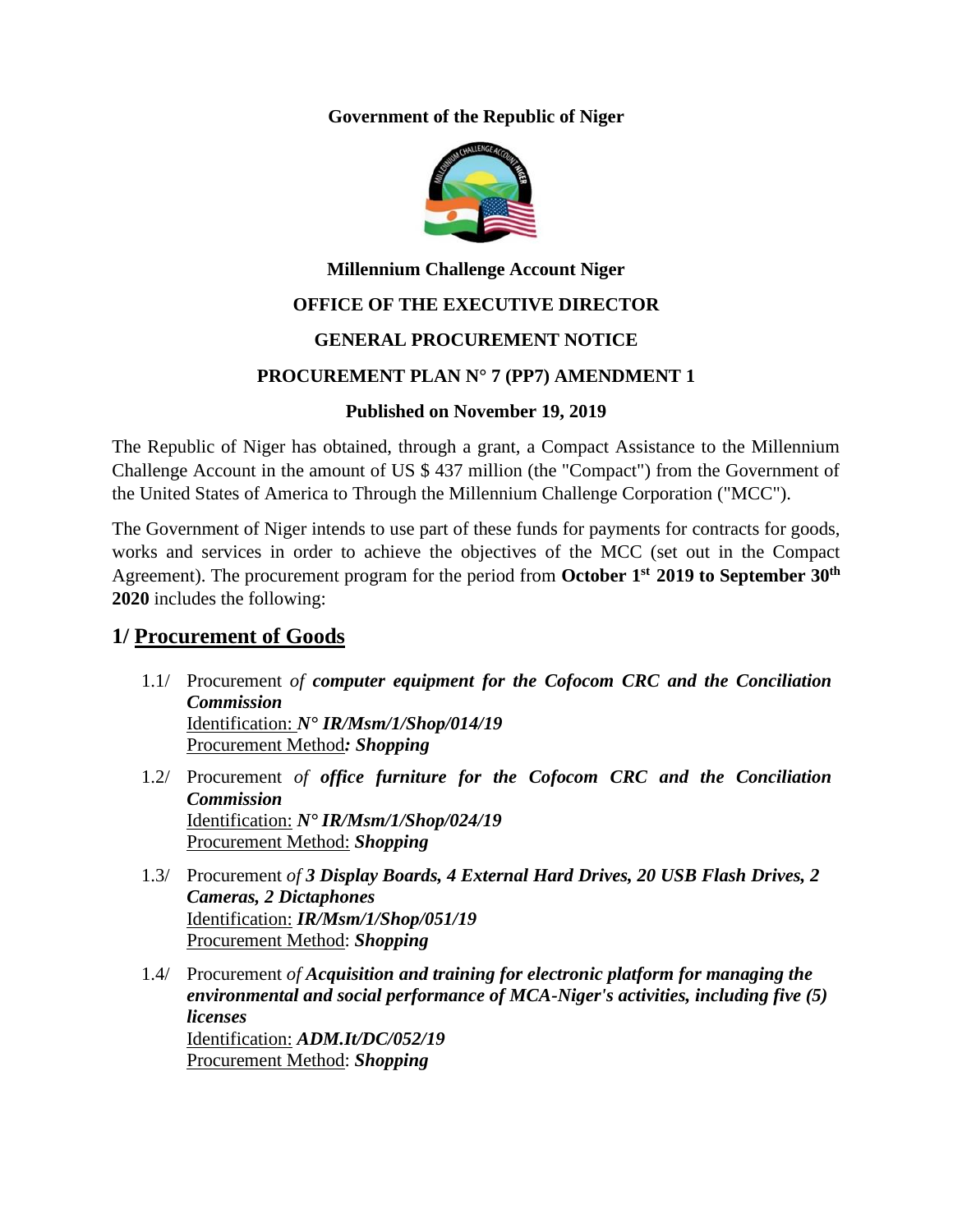**Government of the Republic of Niger**

**Millennium Challenge Account Niger**

**OFFICE OF THE EXECUTIVE DIRECTOR**

**GENERAL PROCUREMENT NOTICE**

**PROCUREMENT PLAN N° 7 (PP7) AMENDMENT 1**

**Published on November 19, 2019**

The Republic of Niger has obtained, through a grant, a Compact Assistance to the Millennium Challenge Account in the amount of US $ 437 million (the "Compact") from the Government of the United States of America to Through the Millennium Challenge Corporation ("MCC").

The Government of Niger intends to use part of these funds for payments for contracts for goods, works and services in order to achieve the objectives of the MCC (set out in the Compact Agreement). The procurement program for the period from **October 1st 2019 to September 30th 2020** includes the following:

## 1/ Procurement of Goods

1.1/ Procurement *of* ***computer equipment for the Cofocom CRC and the Conciliation Commission***
Identification: ***N° IR/Msm/1/Shop/014/19***
Procurement Method***: Shopping***

1.2/ Procurement *of* ***office furniture for the Cofocom CRC and the Conciliation Commission***
Identification: ***N° IR/Msm/1/Shop/024/19***
Procurement Method: ***Shopping***

1.3/ Procurement *of* ***3 Display Boards, 4 External Hard Drives, 20 USB Flash Drives, 2 Cameras, 2 Dictaphones***
Identification: ***IR/Msm/1/Shop/051/19***
Procurement Method: ***Shopping***

1.4/ Procurement *of* ***Acquisition and training for electronic platform for managing the environmental and social performance of MCA-Niger's activities, including five (5) licenses***
Identification: ***ADM.It/DC/052/19***
Procurement Method: ***Shopping***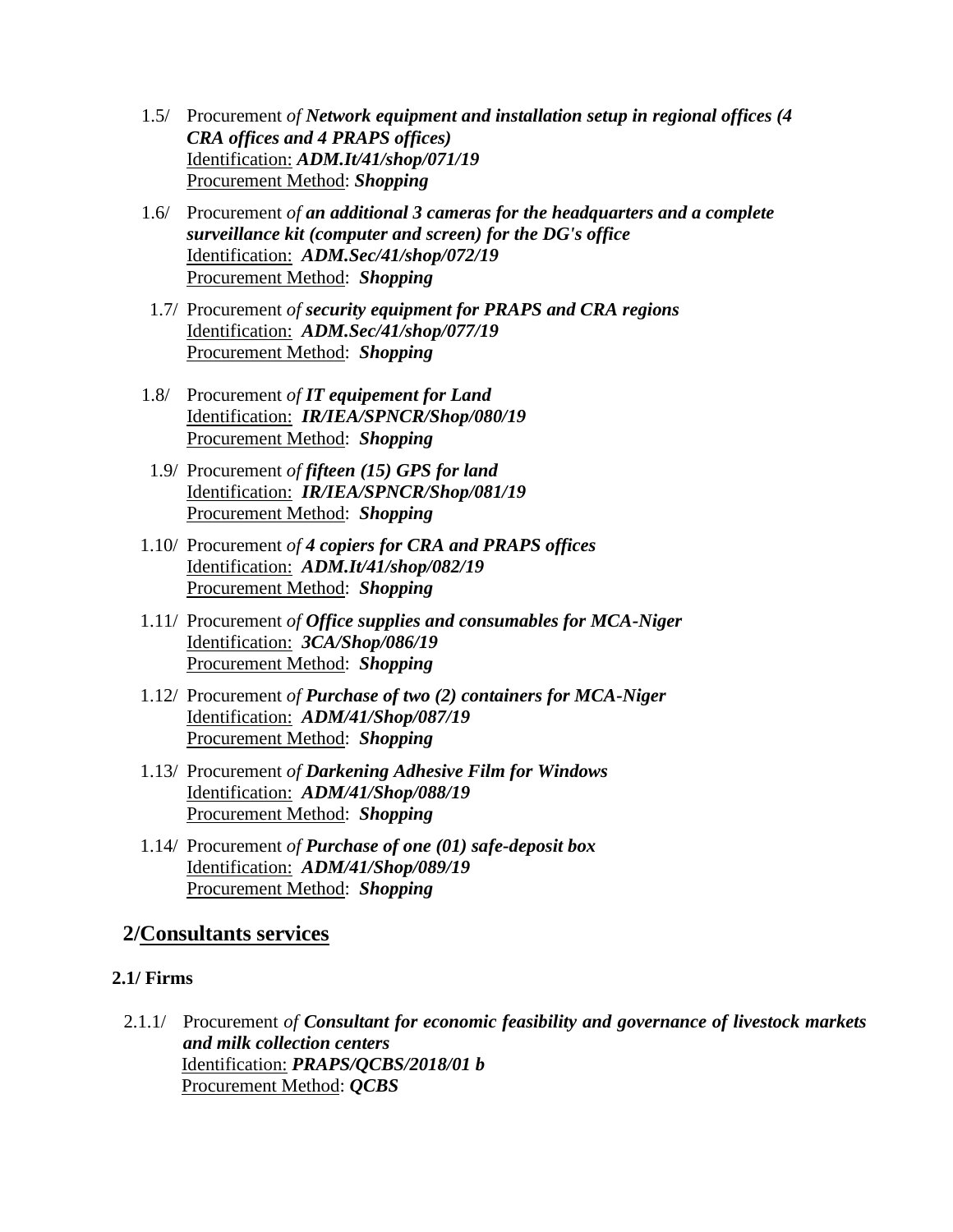1.5/ Procurement *of **Network equipment and installation setup in regional offices (4 CRA offices and 4 PRAPS offices)***
Identification: ***ADM.It/41/shop/071/19***
Procurement Method: ***Shopping***

1.6/ Procurement *of **an additional 3 cameras for the headquarters and a complete surveillance kit (computer and screen) for the DG's office***
Identification: ***ADM.Sec/41/shop/072/19***
Procurement Method: ***Shopping***

1.7/ Procurement *of **security equipment for PRAPS and CRA regions***
Identification: ***ADM.Sec/41/shop/077/19***
Procurement Method: ***Shopping***

1.8/ Procurement *of **IT equipement for Land***
Identification: ***IR/IEA/SPNCR/Shop/080/19***
Procurement Method: ***Shopping***

1.9/ Procurement *of **fifteen (15) GPS for land***
Identification: ***IR/IEA/SPNCR/Shop/081/19***
Procurement Method: ***Shopping***

1.10/ Procurement *of **4 copiers for CRA and PRAPS offices***
Identification: ***ADM.It/41/shop/082/19***
Procurement Method: ***Shopping***

1.11/ Procurement *of **Office supplies and consumables for MCA-Niger***
Identification: ***3CA/Shop/086/19***
Procurement Method: ***Shopping***

1.12/ Procurement *of **Purchase of two (2) containers for MCA-Niger***
Identification: ***ADM/41/Shop/087/19***
Procurement Method: ***Shopping***

1.13/ Procurement *of **Darkening Adhesive Film for Windows***
Identification: ***ADM/41/Shop/088/19***
Procurement Method: ***Shopping***

1.14/ Procurement *of **Purchase of one (01) safe-deposit box***
Identification: ***ADM/41/Shop/089/19***
Procurement Method: ***Shopping***

## 2/Consultants services

### 2.1/ Firms

2.1.1/ Procurement *of **Consultant for economic feasibility and governance of livestock markets and milk collection centers***
Identification: ***PRAPS/QCBS/2018/01 b***
Procurement Method: ***QCBS***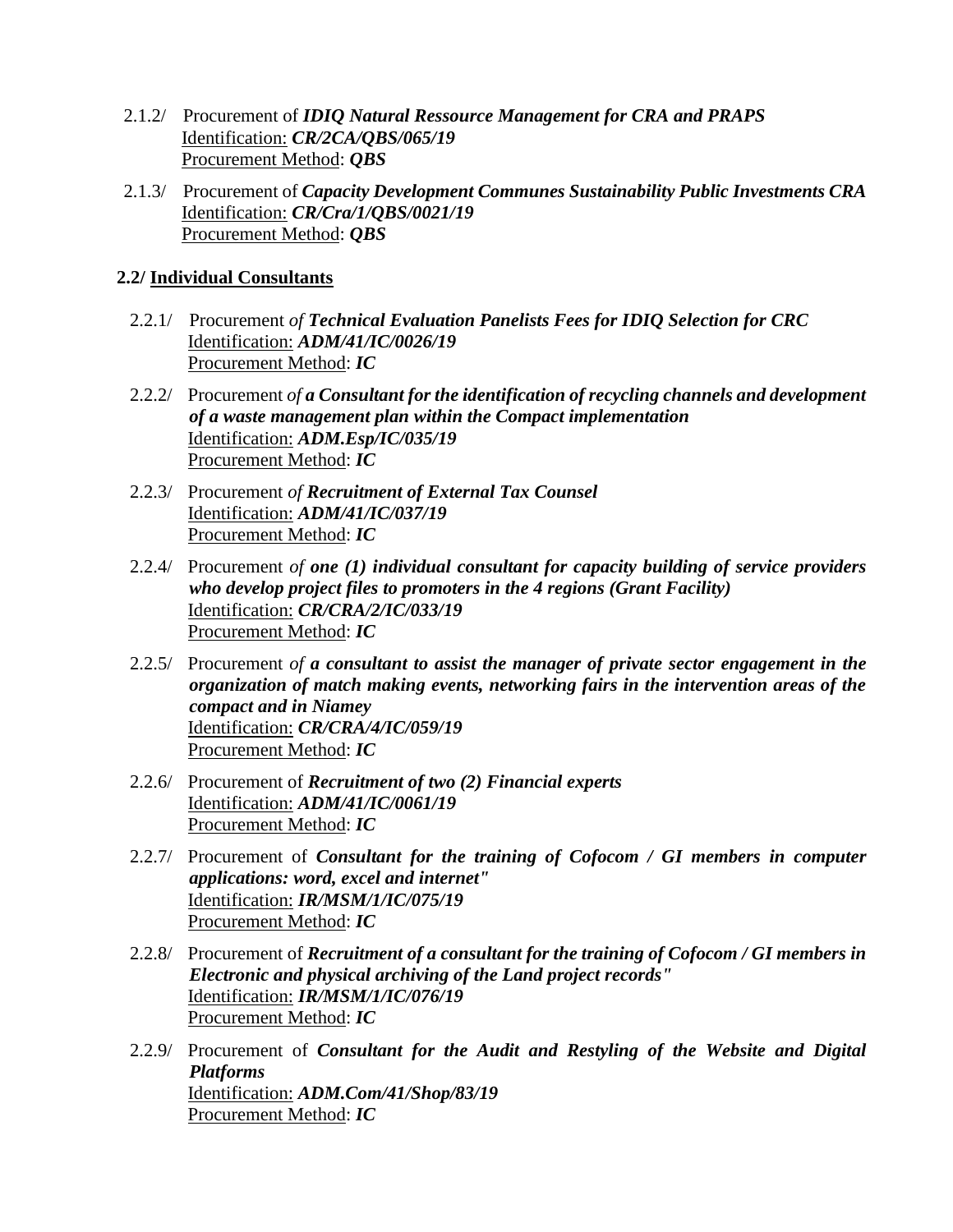2.1.2/ Procurement of ***IDIQ Natural Ressource Management for CRA and PRAPS***
Identification: ***CR/2CA/QBS/065/19***
Procurement Method: ***QBS***

2.1.3/ Procurement of ***Capacity Development Communes Sustainability Public Investments CRA***
Identification: ***CR/Cra/1/QBS/0021/19***
Procurement Method: ***QBS***

**2.2/ Individual Consultants**

2.2.1/ Procurement *of* ***Technical Evaluation Panelists Fees for IDIQ Selection for CRC***
Identification: ***ADM/41/IC/0026/19***
Procurement Method: ***IC***

2.2.2/ Procurement *of* ***a Consultant for the identification of recycling channels and development of a waste management plan within the Compact implementation***
Identification: ***ADM.Esp/IC/035/19***
Procurement Method: ***IC***

2.2.3/ Procurement *of* ***Recruitment of External Tax Counsel***
Identification: ***ADM/41/IC/037/19***
Procurement Method: ***IC***

2.2.4/ Procurement *of* ***one (1) individual consultant for capacity building of service providers who develop project files to promoters in the 4 regions (Grant Facility)***
Identification: ***CR/CRA/2/IC/033/19***
Procurement Method: ***IC***

2.2.5/ Procurement *of* ***a consultant to assist the manager of private sector engagement in the organization of match making events, networking fairs in the intervention areas of the compact and in Niamey***
Identification: ***CR/CRA/4/IC/059/19***
Procurement Method: ***IC***

2.2.6/ Procurement of ***Recruitment of two (2) Financial experts***
Identification: ***ADM/41/IC/0061/19***
Procurement Method: ***IC***

2.2.7/ Procurement of ***Consultant for the training of Cofocom / GI members in computer applications: word, excel and internet"***
Identification: ***IR/MSM/1/IC/075/19***
Procurement Method: ***IC***

2.2.8/ Procurement of ***Recruitment of a consultant for the training of Cofocom / GI members in Electronic and physical archiving of the Land project records"***
Identification: ***IR/MSM/1/IC/076/19***
Procurement Method: ***IC***

2.2.9/ Procurement of ***Consultant for the Audit and Restyling of the Website and Digital Platforms***
Identification: ***ADM.Com/41/Shop/83/19***
Procurement Method: ***IC***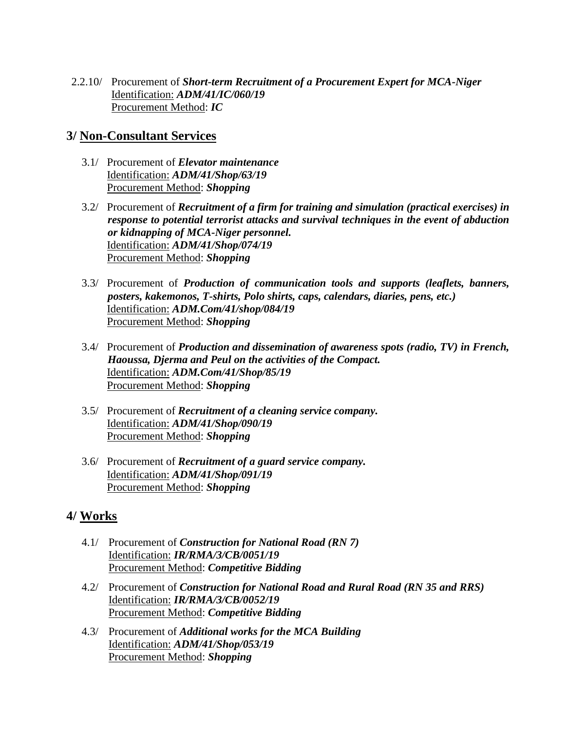2.2.10/ Procurement of ***Short-term Recruitment of a Procurement Expert for MCA-Niger***
Identification: ***ADM/41/IC/060/19***
Procurement Method: ***IC***

## 3/ Non-Consultant Services

3.1/ Procurement of ***Elevator maintenance***
Identification: ***ADM/41/Shop/63/19***
Procurement Method: ***Shopping***

3.2/ Procurement of ***Recruitment of a firm for training and simulation (practical exercises) in response to potential terrorist attacks and survival techniques in the event of abduction or kidnapping of MCA-Niger personnel.***
Identification: ***ADM/41/Shop/074/19***
Procurement Method: ***Shopping***

3.3/ Procurement of ***Production of communication tools and supports (leaflets, banners, posters, kakemonos, T-shirts, Polo shirts, caps, calendars, diaries, pens, etc.)***
Identification: ***ADM.Com/41/shop/084/19***
Procurement Method: ***Shopping***

3.4/ Procurement of ***Production and dissemination of awareness spots (radio, TV) in French, Haoussa, Djerma and Peul on the activities of the Compact.***
Identification: ***ADM.Com/41/Shop/85/19***
Procurement Method: ***Shopping***

3.5/ Procurement of ***Recruitment of a cleaning service company.***
Identification: ***ADM/41/Shop/090/19***
Procurement Method: ***Shopping***

3.6/ Procurement of ***Recruitment of a guard service company.***
Identification: ***ADM/41/Shop/091/19***
Procurement Method: ***Shopping***

## 4/ Works

4.1/ Procurement of ***Construction for National Road (RN 7)***
Identification: ***IR/RMA/3/CB/0051/19***
Procurement Method: ***Competitive Bidding***

4.2/ Procurement of ***Construction for National Road and Rural Road (RN 35 and RRS)***
Identification: ***IR/RMA/3/CB/0052/19***
Procurement Method: ***Competitive Bidding***

4.3/ Procurement of ***Additional works for the MCA Building***
Identification: ***ADM/41/Shop/053/19***
Procurement Method: ***Shopping***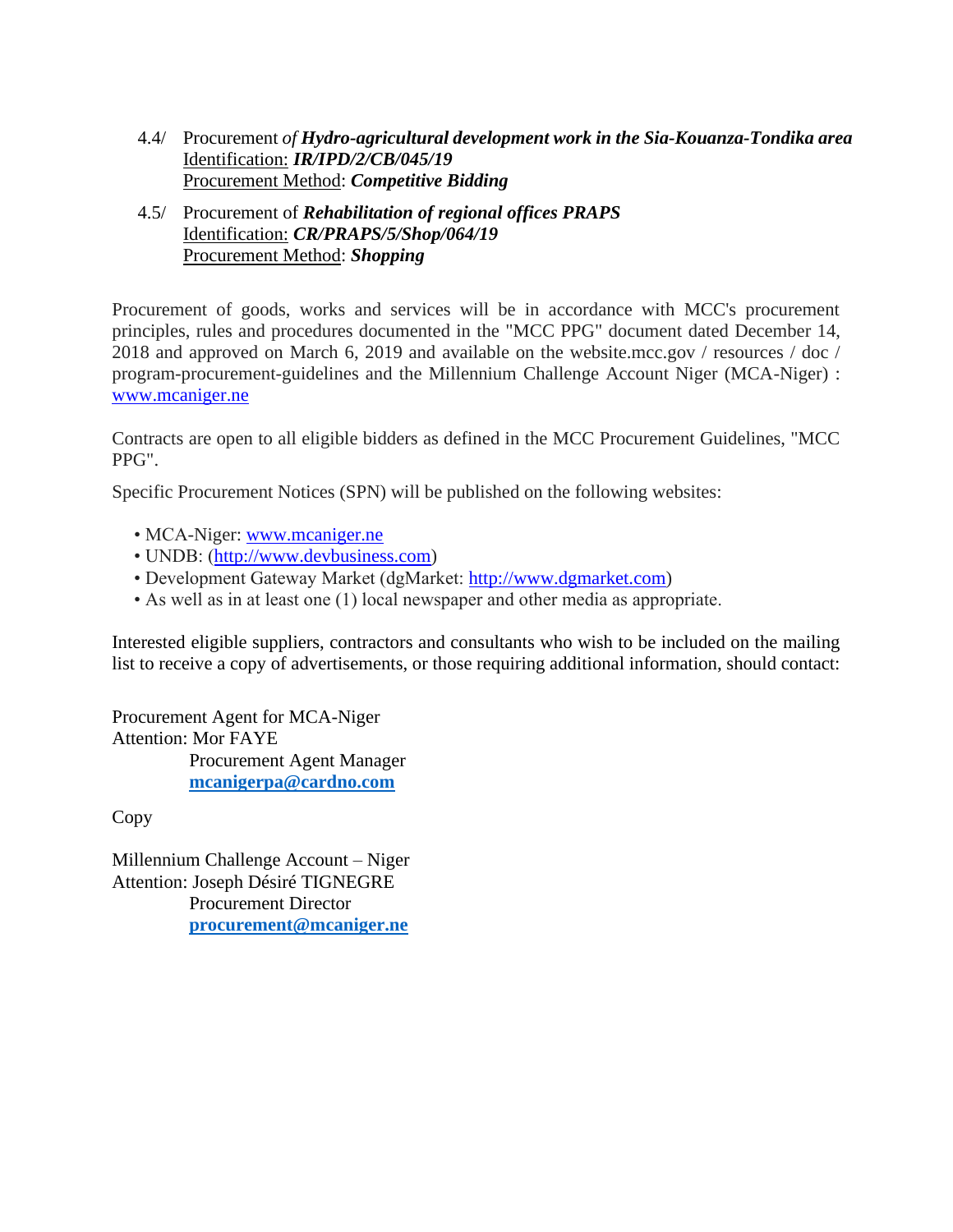4.4/ Procurement *of* ***Hydro-agricultural development work in the Sia-Kouanza-Tondika area***
Identification: ***IR/IPD/2/CB/045/19***
Procurement Method: ***Competitive Bidding***

4.5/ Procurement of ***Rehabilitation of regional offices PRAPS***
Identification: ***CR/PRAPS/5/Shop/064/19***
Procurement Method: ***Shopping***

Procurement of goods, works and services will be in accordance with MCC's procurement principles, rules and procedures documented in the "MCC PPG" document dated December 14, 2018 and approved on March 6, 2019 and available on the website.mcc.gov / resources / doc / program-procurement-guidelines and the Millennium Challenge Account Niger (MCA-Niger) : www.mcaniger.ne

Contracts are open to all eligible bidders as defined in the MCC Procurement Guidelines, "MCC PPG".

Specific Procurement Notices (SPN) will be published on the following websites:

- MCA-Niger: www.mcaniger.ne
- UNDB: (http://www.devbusiness.com)
- Development Gateway Market (dgMarket: http://www.dgmarket.com)
- As well as in at least one (1) local newspaper and other media as appropriate.

Interested eligible suppliers, contractors and consultants who wish to be included on the mailing list to receive a copy of advertisements, or those requiring additional information, should contact:

Procurement Agent for MCA-Niger
Attention: Mor FAYE
Procurement Agent Manager
**mcanigerpa@cardno.com**

Copy

Millennium Challenge Account – Niger
Attention: Joseph Désiré TIGNEGRE
Procurement Director
**procurement@mcaniger.ne**